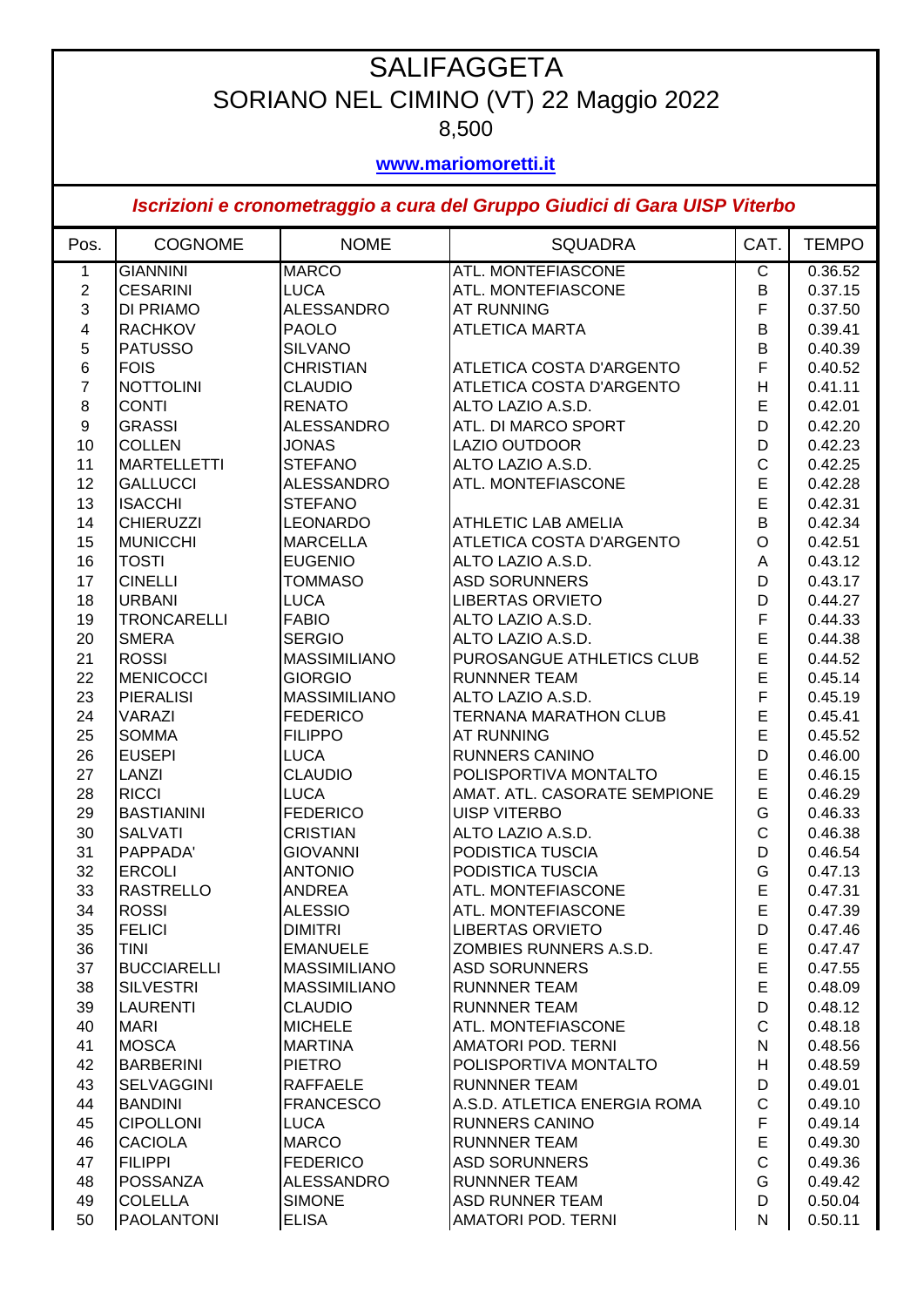# SALIFAGGETA

## SORIANO NEL CIMINO (VT) 22 Maggio 2022

8,500

**www.mariomoretti.it**

***Iscrizioni e cronometraggio a cura del Gruppo Giudici di Gara UISP Viterbo***

| Pos. | COGNOME | NOME | SQUADRA | CAT. | TEMPO |
|---|---|---|---|---|---|
| 1 | GIANNINI | MARCO | ATL. MONTEFIASCONE | C | 0.36.52 |
| 2 | CESARINI | LUCA | ATL. MONTEFIASCONE | B | 0.37.15 |
| 3 | DI PRIAMO | ALESSANDRO | AT RUNNING | F | 0.37.50 |
| 4 | RACHKOV | PAOLO | ATLETICA MARTA | B | 0.39.41 |
| 5 | PATUSSO | SILVANO | | B | 0.40.39 |
| 6 | FOIS | CHRISTIAN | ATLETICA COSTA D'ARGENTO | F | 0.40.52 |
| 7 | NOTTOLINI | CLAUDIO | ATLETICA COSTA D'ARGENTO | H | 0.41.11 |
| 8 | CONTI | RENATO | ALTO LAZIO A.S.D. | E | 0.42.01 |
| 9 | GRASSI | ALESSANDRO | ATL. DI MARCO SPORT | D | 0.42.20 |
| 10 | COLLEN | JONAS | LAZIO OUTDOOR | D | 0.42.23 |
| 11 | MARTELLETTI | STEFANO | ALTO LAZIO A.S.D. | C | 0.42.25 |
| 12 | GALLUCCI | ALESSANDRO | ATL. MONTEFIASCONE | E | 0.42.28 |
| 13 | ISACCHI | STEFANO | | E | 0.42.31 |
| 14 | CHIERUZZI | LEONARDO | ATHLETIC LAB AMELIA | B | 0.42.34 |
| 15 | MUNICCHI | MARCELLA | ATLETICA COSTA D'ARGENTO | O | 0.42.51 |
| 16 | TOSTI | EUGENIO | ALTO LAZIO A.S.D. | A | 0.43.12 |
| 17 | CINELLI | TOMMASO | ASD SORUNNERS | D | 0.43.17 |
| 18 | URBANI | LUCA | LIBERTAS ORVIETO | D | 0.44.27 |
| 19 | TRONCARELLI | FABIO | ALTO LAZIO A.S.D. | F | 0.44.33 |
| 20 | SMERA | SERGIO | ALTO LAZIO A.S.D. | E | 0.44.38 |
| 21 | ROSSI | MASSIMILIANO | PUROSANGUE ATHLETICS CLUB | E | 0.44.52 |
| 22 | MENICOCCI | GIORGIO | RUNNNER TEAM | E | 0.45.14 |
| 23 | PIERALISI | MASSIMILIANO | ALTO LAZIO A.S.D. | F | 0.45.19 |
| 24 | VARAZI | FEDERICO | TERNANA MARATHON CLUB | E | 0.45.41 |
| 25 | SOMMA | FILIPPO | AT RUNNING | E | 0.45.52 |
| 26 | EUSEPI | LUCA | RUNNERS CANINO | D | 0.46.00 |
| 27 | LANZI | CLAUDIO | POLISPORTIVA MONTALTO | E | 0.46.15 |
| 28 | RICCI | LUCA | AMAT. ATL. CASORATE SEMPIONE | E | 0.46.29 |
| 29 | BASTIANINI | FEDERICO | UISP VITERBO | G | 0.46.33 |
| 30 | SALVATI | CRISTIAN | ALTO LAZIO A.S.D. | C | 0.46.38 |
| 31 | PAPPADA' | GIOVANNI | PODISTICA TUSCIA | D | 0.46.54 |
| 32 | ERCOLI | ANTONIO | PODISTICA TUSCIA | G | 0.47.13 |
| 33 | RASTRELLO | ANDREA | ATL. MONTEFIASCONE | E | 0.47.31 |
| 34 | ROSSI | ALESSIO | ATL. MONTEFIASCONE | E | 0.47.39 |
| 35 | FELICI | DIMITRI | LIBERTAS ORVIETO | D | 0.47.46 |
| 36 | TINI | EMANUELE | ZOMBIES RUNNERS A.S.D. | E | 0.47.47 |
| 37 | BUCCIARELLI | MASSIMILIANO | ASD SORUNNERS | E | 0.47.55 |
| 38 | SILVESTRI | MASSIMILIANO | RUNNNER TEAM | E | 0.48.09 |
| 39 | LAURENTI | CLAUDIO | RUNNNER TEAM | D | 0.48.12 |
| 40 | MARI | MICHELE | ATL. MONTEFIASCONE | C | 0.48.18 |
| 41 | MOSCA | MARTINA | AMATORI POD. TERNI | N | 0.48.56 |
| 42 | BARBERINI | PIETRO | POLISPORTIVA MONTALTO | H | 0.48.59 |
| 43 | SELVAGGINI | RAFFAELE | RUNNNER TEAM | D | 0.49.01 |
| 44 | BANDINI | FRANCESCO | A.S.D. ATLETICA ENERGIA ROMA | C | 0.49.10 |
| 45 | CIPOLLONI | LUCA | RUNNERS CANINO | F | 0.49.14 |
| 46 | CACIOLA | MARCO | RUNNNER TEAM | E | 0.49.30 |
| 47 | FILIPPI | FEDERICO | ASD SORUNNERS | C | 0.49.36 |
| 48 | POSSANZA | ALESSANDRO | RUNNNER TEAM | G | 0.49.42 |
| 49 | COLELLA | SIMONE | ASD RUNNER TEAM | D | 0.50.04 |
| 50 | PAOLANTONI | ELISA | AMATORI POD. TERNI | N | 0.50.11 |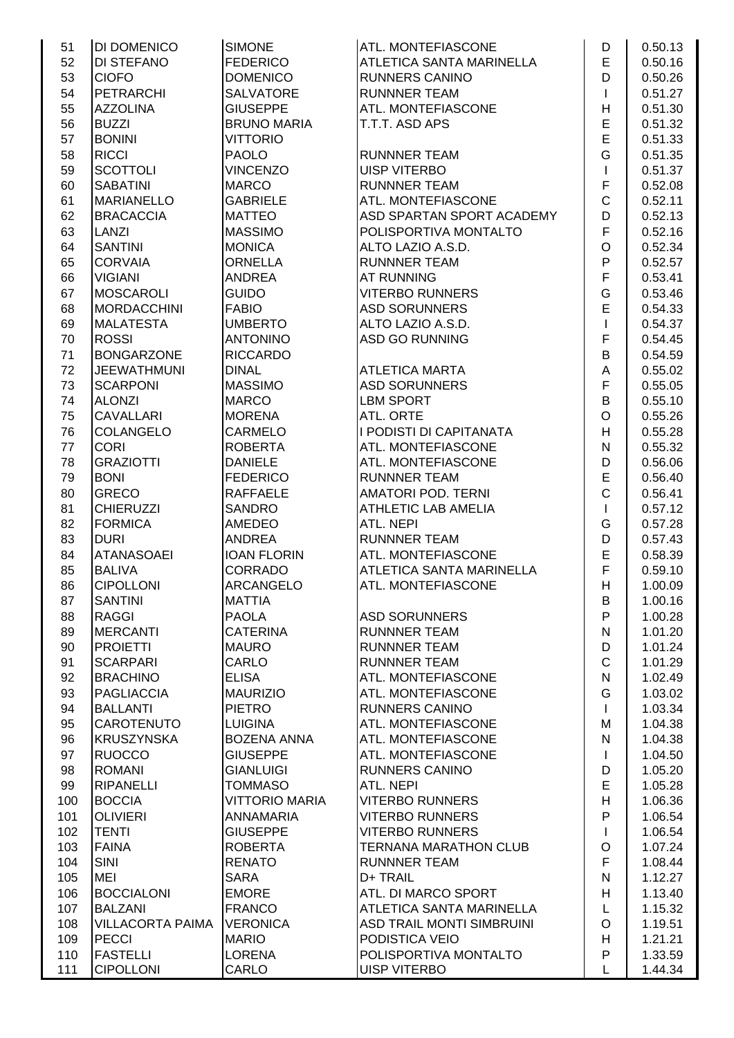| | | | | | |
|---|---|---|---|---|---|
| 51 | DI DOMENICO | SIMONE | ATL. MONTEFIASCONE | D | 0.50.13 |
| 52 | DI STEFANO | FEDERICO | ATLETICA SANTA MARINELLA | E | 0.50.16 |
| 53 | CIOFO | DOMENICO | RUNNERS CANINO | D | 0.50.26 |
| 54 | PETRARCHI | SALVATORE | RUNNNER TEAM | I | 0.51.27 |
| 55 | AZZOLINA | GIUSEPPE | ATL. MONTEFIASCONE | H | 0.51.30 |
| 56 | BUZZI | BRUNO MARIA | T.T.T. ASD APS | E | 0.51.32 |
| 57 | BONINI | VITTORIO | | E | 0.51.33 |
| 58 | RICCI | PAOLO | RUNNNER TEAM | G | 0.51.35 |
| 59 | SCOTTOLI | VINCENZO | UISP VITERBO | I | 0.51.37 |
| 60 | SABATINI | MARCO | RUNNNER TEAM | F | 0.52.08 |
| 61 | MARIANELLO | GABRIELE | ATL. MONTEFIASCONE | C | 0.52.11 |
| 62 | BRACACCIA | MATTEO | ASD SPARTAN SPORT ACADEMY | D | 0.52.13 |
| 63 | LANZI | MASSIMO | POLISPORTIVA MONTALTO | F | 0.52.16 |
| 64 | SANTINI | MONICA | ALTO LAZIO A.S.D. | O | 0.52.34 |
| 65 | CORVAIA | ORNELLA | RUNNNER TEAM | P | 0.52.57 |
| 66 | VIGIANI | ANDREA | AT RUNNING | F | 0.53.41 |
| 67 | MOSCAROLI | GUIDO | VITERBO RUNNERS | G | 0.53.46 |
| 68 | MORDACCHINI | FABIO | ASD SORUNNERS | E | 0.54.33 |
| 69 | MALATESTA | UMBERTO | ALTO LAZIO A.S.D. | I | 0.54.37 |
| 70 | ROSSI | ANTONINO | ASD GO RUNNING | F | 0.54.45 |
| 71 | BONGARZONE | RICCARDO | | B | 0.54.59 |
| 72 | JEEWATHMUNI | DINAL | ATLETICA MARTA | A | 0.55.02 |
| 73 | SCARPONI | MASSIMO | ASD SORUNNERS | F | 0.55.05 |
| 74 | ALONZI | MARCO | LBM SPORT | B | 0.55.10 |
| 75 | CAVALLARI | MORENA | ATL. ORTE | O | 0.55.26 |
| 76 | COLANGELO | CARMELO | I PODISTI DI CAPITANATA | H | 0.55.28 |
| 77 | CORI | ROBERTA | ATL. MONTEFIASCONE | N | 0.55.32 |
| 78 | GRAZIOTTI | DANIELE | ATL. MONTEFIASCONE | D | 0.56.06 |
| 79 | BONI | FEDERICO | RUNNNER TEAM | E | 0.56.40 |
| 80 | GRECO | RAFFAELE | AMATORI POD. TERNI | C | 0.56.41 |
| 81 | CHIERUZZI | SANDRO | ATHLETIC LAB AMELIA | I | 0.57.12 |
| 82 | FORMICA | AMEDEO | ATL. NEPI | G | 0.57.28 |
| 83 | DURI | ANDREA | RUNNNER TEAM | D | 0.57.43 |
| 84 | ATANASOAEI | IOAN FLORIN | ATL. MONTEFIASCONE | E | 0.58.39 |
| 85 | BALIVA | CORRADO | ATLETICA SANTA MARINELLA | F | 0.59.10 |
| 86 | CIPOLLONI | ARCANGELO | ATL. MONTEFIASCONE | H | 1.00.09 |
| 87 | SANTINI | MATTIA | | B | 1.00.16 |
| 88 | RAGGI | PAOLA | ASD SORUNNERS | P | 1.00.28 |
| 89 | MERCANTI | CATERINA | RUNNNER TEAM | N | 1.01.20 |
| 90 | PROIETTI | MAURO | RUNNNER TEAM | D | 1.01.24 |
| 91 | SCARPARI | CARLO | RUNNNER TEAM | C | 1.01.29 |
| 92 | BRACHINO | ELISA | ATL. MONTEFIASCONE | N | 1.02.49 |
| 93 | PAGLIACCIA | MAURIZIO | ATL. MONTEFIASCONE | G | 1.03.02 |
| 94 | BALLANTI | PIETRO | RUNNERS CANINO | I | 1.03.34 |
| 95 | CAROTENUTO | LUIGINA | ATL. MONTEFIASCONE | M | 1.04.38 |
| 96 | KRUSZYNSKA | BOZENA ANNA | ATL. MONTEFIASCONE | N | 1.04.38 |
| 97 | RUOCCO | GIUSEPPE | ATL. MONTEFIASCONE | I | 1.04.50 |
| 98 | ROMANI | GIANLUIGI | RUNNERS CANINO | D | 1.05.20 |
| 99 | RIPANELLI | TOMMASO | ATL. NEPI | E | 1.05.28 |
| 100 | BOCCIA | VITTORIO MARIA | VITERBO RUNNERS | H | 1.06.36 |
| 101 | OLIVIERI | ANNAMARIA | VITERBO RUNNERS | P | 1.06.54 |
| 102 | TENTI | GIUSEPPE | VITERBO RUNNERS | I | 1.06.54 |
| 103 | FAINA | ROBERTA | TERNANA MARATHON CLUB | O | 1.07.24 |
| 104 | SINI | RENATO | RUNNNER TEAM | F | 1.08.44 |
| 105 | MEI | SARA | D+ TRAIL | N | 1.12.27 |
| 106 | BOCCIALONI | EMORE | ATL. DI MARCO SPORT | H | 1.13.40 |
| 107 | BALZANI | FRANCO | ATLETICA SANTA MARINELLA | L | 1.15.32 |
| 108 | VILLACORTA PAIMA | VERONICA | ASD TRAIL MONTI SIMBRUINI | O | 1.19.51 |
| 109 | PECCI | MARIO | PODISTICA VEIO | H | 1.21.21 |
| 110 | FASTELLI | LORENA | POLISPORTIVA MONTALTO | P | 1.33.59 |
| 111 | CIPOLLONI | CARLO | UISP VITERBO | L | 1.44.34 |